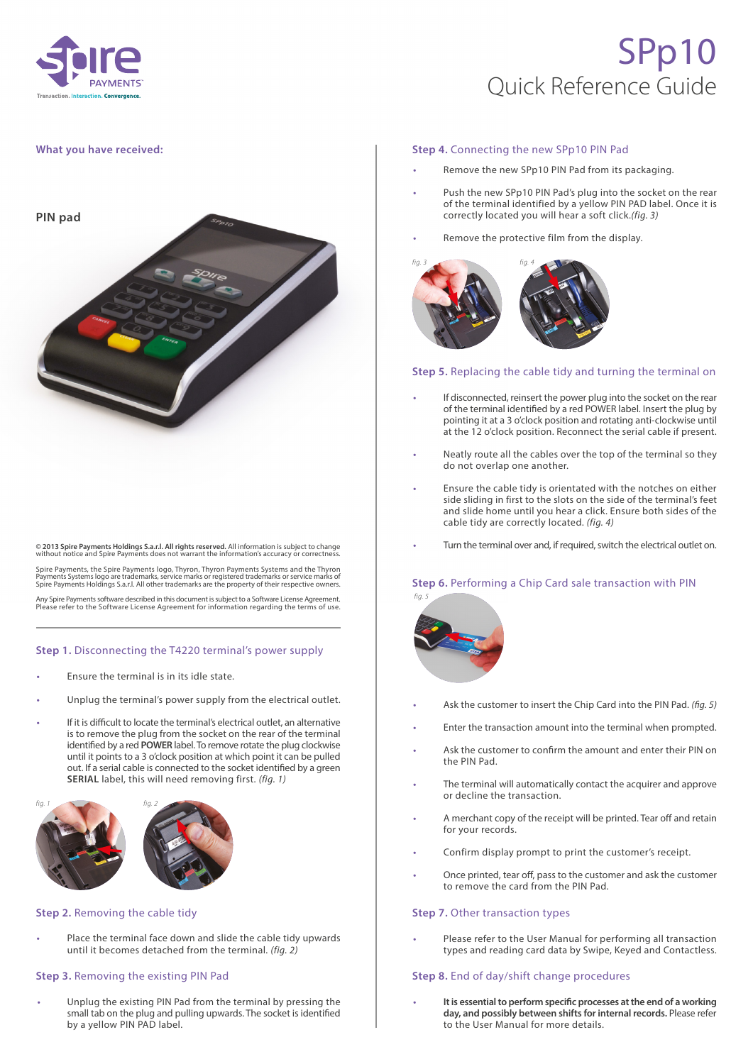# SPp10

## Quick Reference Guide

### What you have received:

**PIN pad**

**© 2013 Spire Payments Holdings S.a.r.l. All rights reserved.** All information is subject to change without notice and Spire Payments does not warrant the information's accuracy or correctness.

Spire Payments, the Spire Payments logo, Thyron, Thyron Payments Systems and the Thyron Payments Systems logo are trademarks, service marks or registered trademarks or service marks of Spire Payments Holdings S.a.r.l. All other trademarks are the property of their respective owners.

Any Spire Payments software described in this document is subject to a Software License Agreement. Please refer to the Software License Agreement for information regarding the terms of use.

### Step 1. Disconnecting the T4220 terminal's power supply

- Ensure the terminal is in its idle state.
- Unplug the terminal's power supply from the electrical outlet.
- If it is difficult to locate the terminal's electrical outlet, an alternative is to remove the plug from the socket on the rear of the terminal identified by a red **POWER** label. To remove rotate the plug clockwise until it points to a 3 o'clock position at which point it can be pulled out. If a serial cable is connected to the socket identified by a green **SERIAL** label, this will need removing first. *(fig. 1)*

*fig. 1* *fig. 2*

### Step 2. Removing the cable tidy

- Place the terminal face down and slide the cable tidy upwards until it becomes detached from the terminal. *(fig. 2)*

### Step 3. Removing the existing PIN Pad

- Unplug the existing PIN Pad from the terminal by pressing the small tab on the plug and pulling upwards. The socket is identified by a yellow PIN PAD label.

### Step 4. Connecting the new SPp10 PIN Pad

- Remove the new SPp10 PIN Pad from its packaging.
- Push the new SPp10 PIN Pad's plug into the socket on the rear of the terminal identified by a yellow PIN PAD label. Once it is correctly located you will hear a soft click.*(fig. 3)*
- Remove the protective film from the display.

*fig. 3* *fig. 4*

### Step 5. Replacing the cable tidy and turning the terminal on

- If disconnected, reinsert the power plug into the socket on the rear of the terminal identified by a red POWER label. Insert the plug by pointing it at a 3 o'clock position and rotating anti-clockwise until at the 12 o'clock position. Reconnect the serial cable if present.
- Neatly route all the cables over the top of the terminal so they do not overlap one another.
- Ensure the cable tidy is orientated with the notches on either side sliding in first to the slots on the side of the terminal's feet and slide home until you hear a click. Ensure both sides of the cable tidy are correctly located. *(fig. 4)*
- Turn the terminal over and, if required, switch the electrical outlet on.

### Step 6. Performing a Chip Card sale transaction with PIN

*fig. 5*

- Ask the customer to insert the Chip Card into the PIN Pad. *(fig. 5)*
- Enter the transaction amount into the terminal when prompted.
- Ask the customer to confirm the amount and enter their PIN on the PIN Pad.
- The terminal will automatically contact the acquirer and approve or decline the transaction.
- A merchant copy of the receipt will be printed. Tear off and retain for your records.
- Confirm display prompt to print the customer's receipt.
- Once printed, tear off, pass to the customer and ask the customer to remove the card from the PIN Pad.

### Step 7. Other transaction types

- Please refer to the User Manual for performing all transaction types and reading card data by Swipe, Keyed and Contactless.

### Step 8. End of day/shift change procedures

- **It is essential to perform specific processes at the end of a working day, and possibly between shifts for internal records.** Please refer to the User Manual for more details.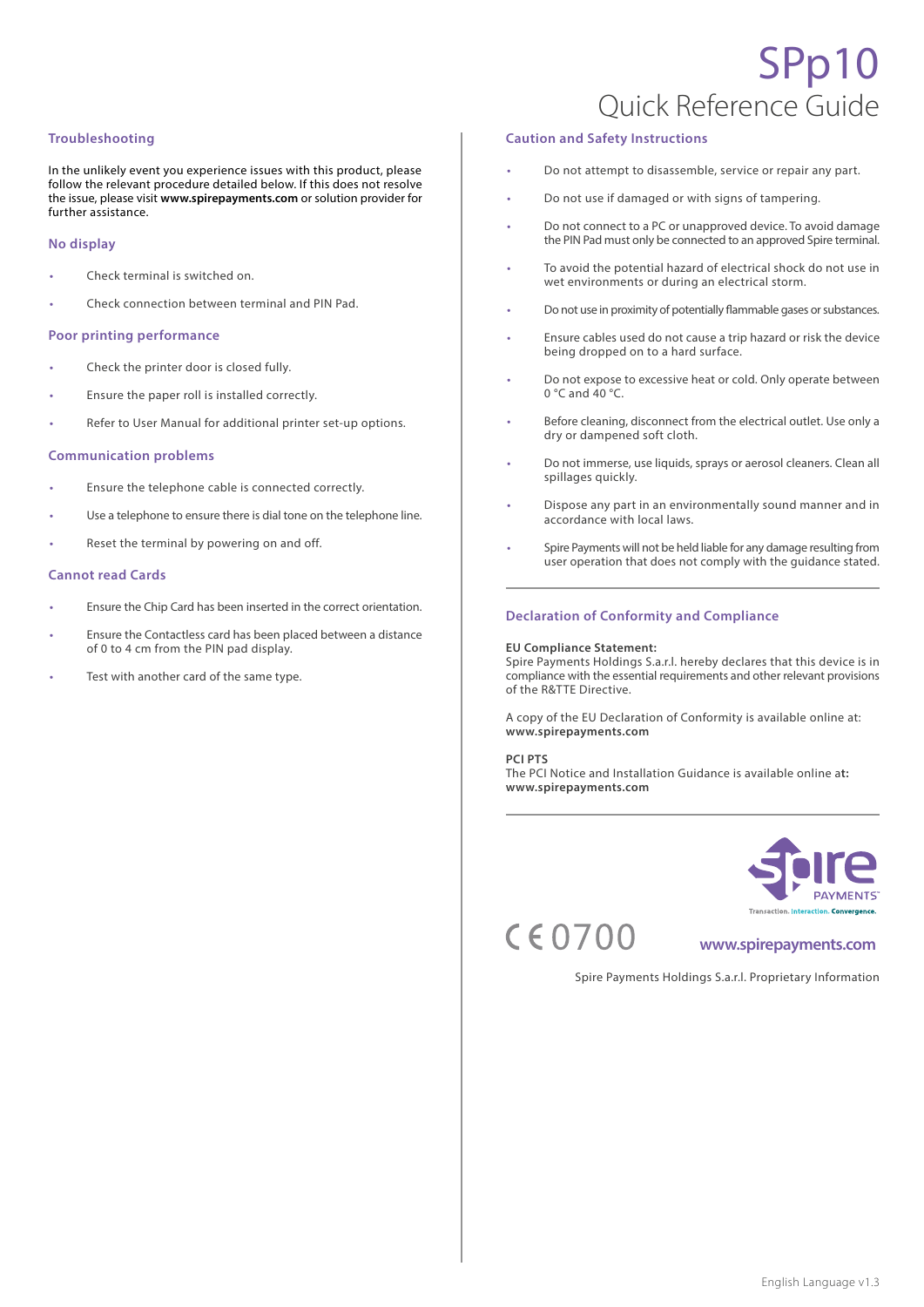# SPp10

## Quick Reference Guide

## Troubleshooting

In the unlikely event you experience issues with this product, please follow the relevant procedure detailed below. If this does not resolve the issue, please visit **www.spirepayments.com** or solution provider for further assistance.

### No display

- Check terminal is switched on.
- Check connection between terminal and PIN Pad.

### Poor printing performance

- Check the printer door is closed fully.
- Ensure the paper roll is installed correctly.
- Refer to User Manual for additional printer set-up options.

### Communication problems

- Ensure the telephone cable is connected correctly.
- Use a telephone to ensure there is dial tone on the telephone line.
- Reset the terminal by powering on and off.

### Cannot read Cards

- Ensure the Chip Card has been inserted in the correct orientation.
- Ensure the Contactless card has been placed between a distance of 0 to 4 cm from the PIN pad display.
- Test with another card of the same type.

## Caution and Safety Instructions

- Do not attempt to disassemble, service or repair any part.
- Do not use if damaged or with signs of tampering.
- Do not connect to a PC or unapproved device. To avoid damage the PIN Pad must only be connected to an approved Spire terminal.
- To avoid the potential hazard of electrical shock do not use in wet environments or during an electrical storm.
- Do not use in proximity of potentially flammable gases or substances.
- Ensure cables used do not cause a trip hazard or risk the device being dropped on to a hard surface.
- Do not expose to excessive heat or cold. Only operate between 0 °C and 40 °C.
- Before cleaning, disconnect from the electrical outlet. Use only a dry or dampened soft cloth.
- Do not immerse, use liquids, sprays or aerosol cleaners. Clean all spillages quickly.
- Dispose any part in an environmentally sound manner and in accordance with local laws.
- Spire Payments will not be held liable for any damage resulting from user operation that does not comply with the guidance stated.

## Declaration of Conformity and Compliance

**EU Compliance Statement:**
Spire Payments Holdings S.a.r.l. hereby declares that this device is in compliance with the essential requirements and other relevant provisions of the R&TTE Directive.

A copy of the EU Declaration of Conformity is available online at: **www.spirepayments.com**

**PCI PTS**
The PCI Notice and Installation Guidance is available online at: **www.spirepayments.com**

Spire PAYMENTS
Transaction. Interaction. Convergence.

CE 0700

**www.spirepayments.com**

Spire Payments Holdings S.a.r.l. Proprietary Information

English Language v1.3